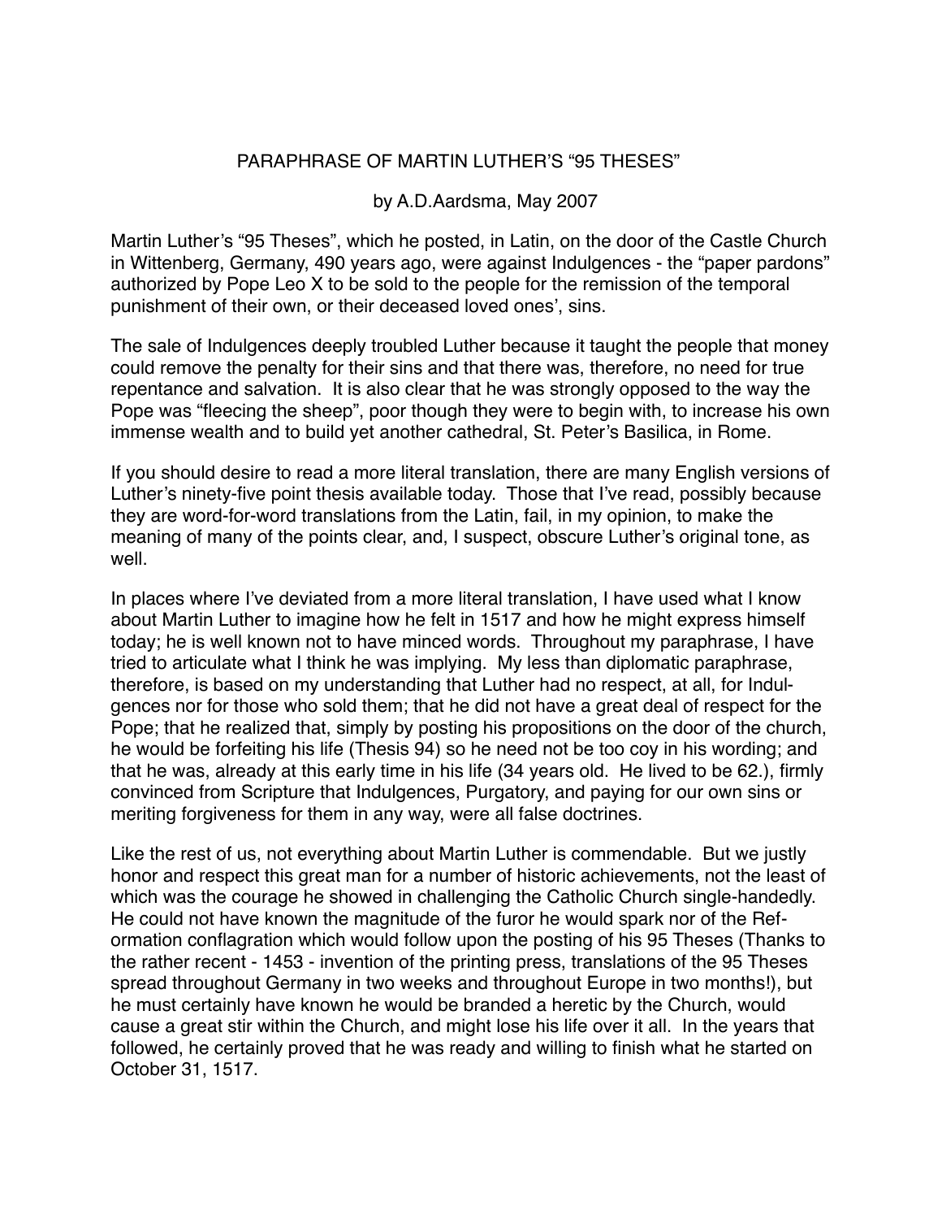# PARAPHRASE OF MARTIN LUTHER'S "95 THESES"

by A.D.Aardsma, May 2007

Martin Luther's "95 Theses", which he posted, in Latin, on the door of the Castle Church in Wittenberg, Germany, 490 years ago, were against Indulgences - the "paper pardons" authorized by Pope Leo X to be sold to the people for the remission of the temporal punishment of their own, or their deceased loved ones', sins.

The sale of Indulgences deeply troubled Luther because it taught the people that money could remove the penalty for their sins and that there was, therefore, no need for true repentance and salvation. It is also clear that he was strongly opposed to the way the Pope was "fleecing the sheep", poor though they were to begin with, to increase his own immense wealth and to build yet another cathedral, St. Peter's Basilica, in Rome.

If you should desire to read a more literal translation, there are many English versions of Luther's ninety-five point thesis available today. Those that I've read, possibly because they are word-for-word translations from the Latin, fail, in my opinion, to make the meaning of many of the points clear, and, I suspect, obscure Luther's original tone, as well.

In places where I've deviated from a more literal translation, I have used what I know about Martin Luther to imagine how he felt in 1517 and how he might express himself today; he is well known not to have minced words. Throughout my paraphrase, I have tried to articulate what I think he was implying. My less than diplomatic paraphrase, therefore, is based on my understanding that Luther had no respect, at all, for Indulgences nor for those who sold them; that he did not have a great deal of respect for the Pope; that he realized that, simply by posting his propositions on the door of the church, he would be forfeiting his life (Thesis 94) so he need not be too coy in his wording; and that he was, already at this early time in his life (34 years old. He lived to be 62.), firmly convinced from Scripture that Indulgences, Purgatory, and paying for our own sins or meriting forgiveness for them in any way, were all false doctrines.

Like the rest of us, not everything about Martin Luther is commendable. But we justly honor and respect this great man for a number of historic achievements, not the least of which was the courage he showed in challenging the Catholic Church single-handedly. He could not have known the magnitude of the furor he would spark nor of the Reformation conflagration which would follow upon the posting of his 95 Theses (Thanks to the rather recent - 1453 - invention of the printing press, translations of the 95 Theses spread throughout Germany in two weeks and throughout Europe in two months!), but he must certainly have known he would be branded a heretic by the Church, would cause a great stir within the Church, and might lose his life over it all. In the years that followed, he certainly proved that he was ready and willing to finish what he started on October 31, 1517.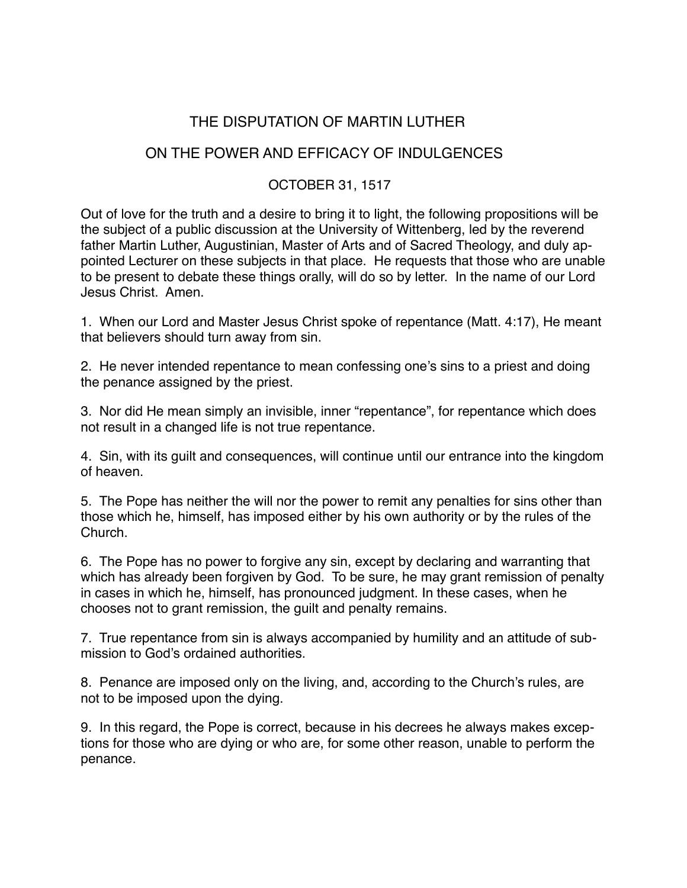# THE DISPUTATION OF MARTIN LUTHER

## ON THE POWER AND EFFICACY OF INDULGENCES

### OCTOBER 31, 1517

Out of love for the truth and a desire to bring it to light, the following propositions will be the subject of a public discussion at the University of Wittenberg, led by the reverend father Martin Luther, Augustinian, Master of Arts and of Sacred Theology, and duly appointed Lecturer on these subjects in that place. He requests that those who are unable to be present to debate these things orally, will do so by letter. In the name of our Lord Jesus Christ. Amen.

1. When our Lord and Master Jesus Christ spoke of repentance (Matt. 4:17), He meant that believers should turn away from sin.

2. He never intended repentance to mean confessing one's sins to a priest and doing the penance assigned by the priest.

3. Nor did He mean simply an invisible, inner "repentance", for repentance which does not result in a changed life is not true repentance.

4. Sin, with its guilt and consequences, will continue until our entrance into the kingdom of heaven.

5. The Pope has neither the will nor the power to remit any penalties for sins other than those which he, himself, has imposed either by his own authority or by the rules of the Church.

6. The Pope has no power to forgive any sin, except by declaring and warranting that which has already been forgiven by God. To be sure, he may grant remission of penalty in cases in which he, himself, has pronounced judgment. In these cases, when he chooses not to grant remission, the guilt and penalty remains.

7. True repentance from sin is always accompanied by humility and an attitude of submission to God's ordained authorities.

8. Penance are imposed only on the living, and, according to the Church's rules, are not to be imposed upon the dying.

9. In this regard, the Pope is correct, because in his decrees he always makes exceptions for those who are dying or who are, for some other reason, unable to perform the penance.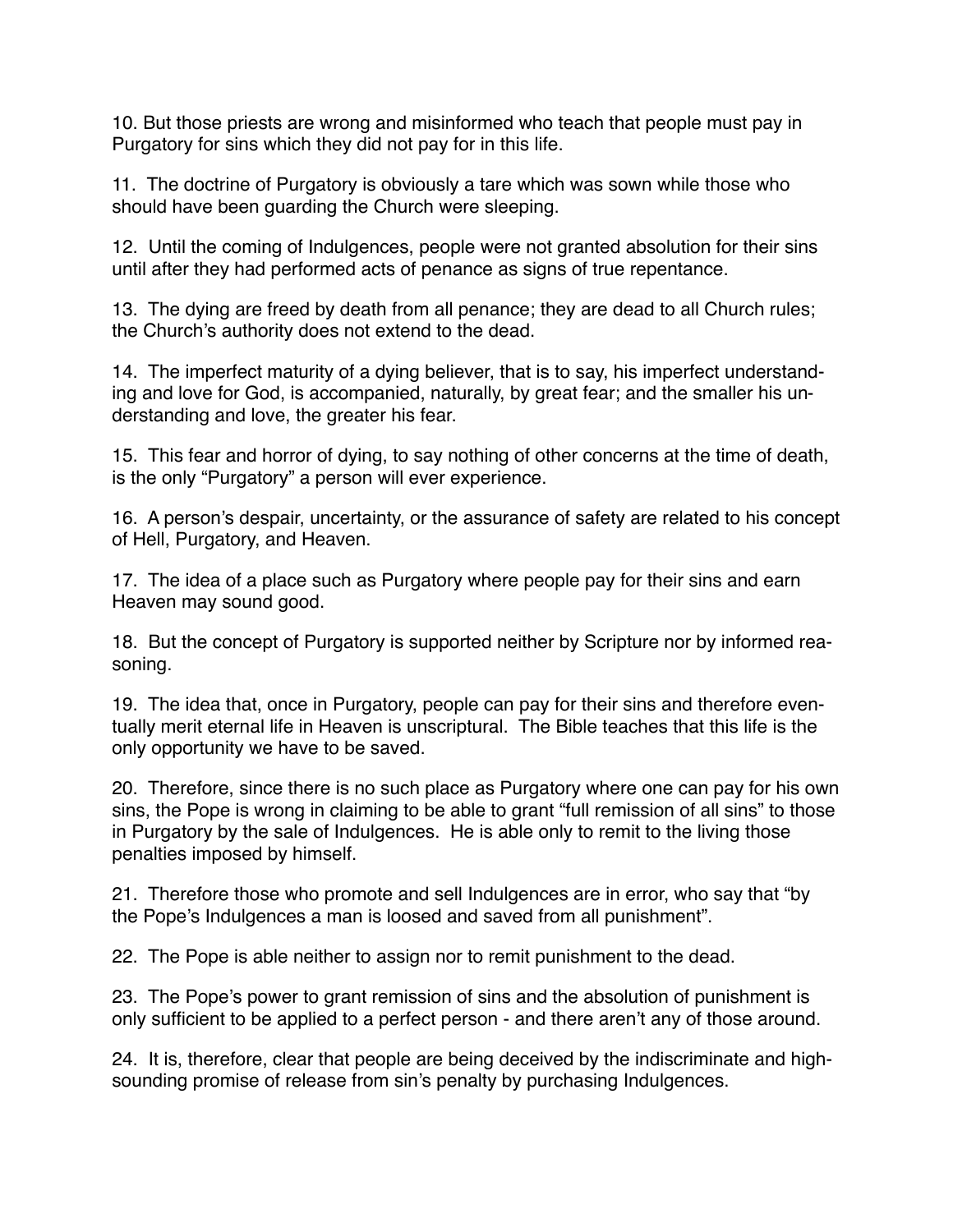10. But those priests are wrong and misinformed who teach that people must pay in Purgatory for sins which they did not pay for in this life.

11. The doctrine of Purgatory is obviously a tare which was sown while those who should have been guarding the Church were sleeping.

12. Until the coming of Indulgences, people were not granted absolution for their sins until after they had performed acts of penance as signs of true repentance.

13. The dying are freed by death from all penance; they are dead to all Church rules; the Church's authority does not extend to the dead.

14. The imperfect maturity of a dying believer, that is to say, his imperfect understanding and love for God, is accompanied, naturally, by great fear; and the smaller his understanding and love, the greater his fear.

15. This fear and horror of dying, to say nothing of other concerns at the time of death, is the only "Purgatory" a person will ever experience.

16. A person's despair, uncertainty, or the assurance of safety are related to his concept of Hell, Purgatory, and Heaven.

17. The idea of a place such as Purgatory where people pay for their sins and earn Heaven may sound good.

18. But the concept of Purgatory is supported neither by Scripture nor by informed reasoning.

19. The idea that, once in Purgatory, people can pay for their sins and therefore eventually merit eternal life in Heaven is unscriptural. The Bible teaches that this life is the only opportunity we have to be saved.

20. Therefore, since there is no such place as Purgatory where one can pay for his own sins, the Pope is wrong in claiming to be able to grant "full remission of all sins" to those in Purgatory by the sale of Indulgences. He is able only to remit to the living those penalties imposed by himself.

21. Therefore those who promote and sell Indulgences are in error, who say that "by the Pope's Indulgences a man is loosed and saved from all punishment".

22. The Pope is able neither to assign nor to remit punishment to the dead.

23. The Pope's power to grant remission of sins and the absolution of punishment is only sufficient to be applied to a perfect person - and there aren't any of those around.

24. It is, therefore, clear that people are being deceived by the indiscriminate and high-sounding promise of release from sin's penalty by purchasing Indulgences.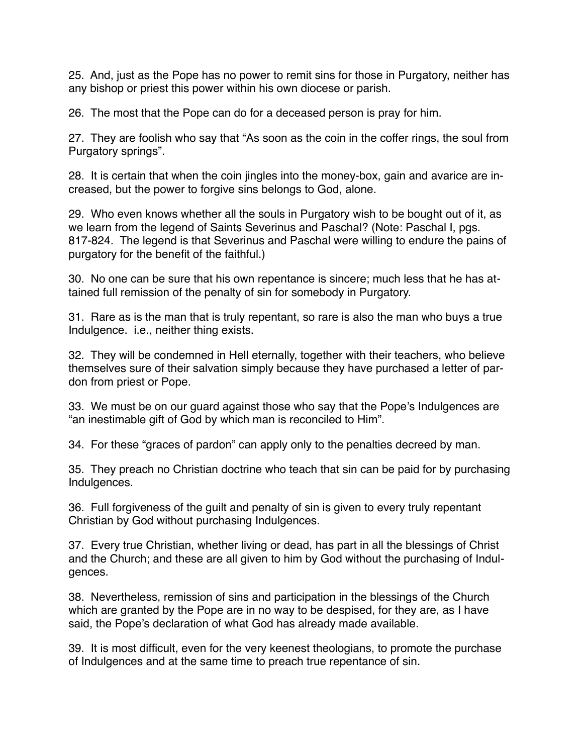25. And, just as the Pope has no power to remit sins for those in Purgatory, neither has any bishop or priest this power within his own diocese or parish.

26. The most that the Pope can do for a deceased person is pray for him.

27. They are foolish who say that "As soon as the coin in the coffer rings, the soul from Purgatory springs".

28. It is certain that when the coin jingles into the money-box, gain and avarice are increased, but the power to forgive sins belongs to God, alone.

29. Who even knows whether all the souls in Purgatory wish to be bought out of it, as we learn from the legend of Saints Severinus and Paschal? (Note: Paschal I, pgs. 817-824. The legend is that Severinus and Paschal were willing to endure the pains of purgatory for the benefit of the faithful.)

30. No one can be sure that his own repentance is sincere; much less that he has attained full remission of the penalty of sin for somebody in Purgatory.

31. Rare as is the man that is truly repentant, so rare is also the man who buys a true Indulgence. i.e., neither thing exists.

32. They will be condemned in Hell eternally, together with their teachers, who believe themselves sure of their salvation simply because they have purchased a letter of pardon from priest or Pope.

33. We must be on our guard against those who say that the Pope's Indulgences are "an inestimable gift of God by which man is reconciled to Him".

34. For these "graces of pardon" can apply only to the penalties decreed by man.

35. They preach no Christian doctrine who teach that sin can be paid for by purchasing Indulgences.

36. Full forgiveness of the guilt and penalty of sin is given to every truly repentant Christian by God without purchasing Indulgences.

37. Every true Christian, whether living or dead, has part in all the blessings of Christ and the Church; and these are all given to him by God without the purchasing of Indulgences.

38. Nevertheless, remission of sins and participation in the blessings of the Church which are granted by the Pope are in no way to be despised, for they are, as I have said, the Pope's declaration of what God has already made available.

39. It is most difficult, even for the very keenest theologians, to promote the purchase of Indulgences and at the same time to preach true repentance of sin.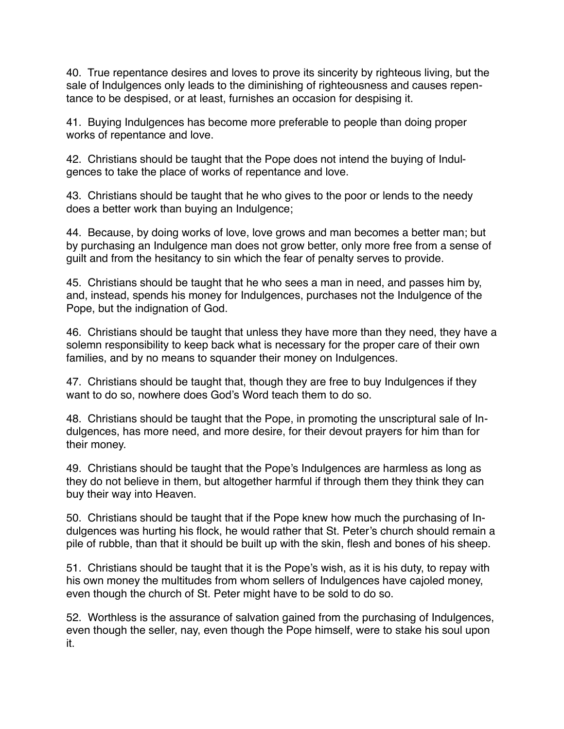40. True repentance desires and loves to prove its sincerity by righteous living, but the sale of Indulgences only leads to the diminishing of righteousness and causes repentance to be despised, or at least, furnishes an occasion for despising it.

41. Buying Indulgences has become more preferable to people than doing proper works of repentance and love.

42. Christians should be taught that the Pope does not intend the buying of Indulgences to take the place of works of repentance and love.

43. Christians should be taught that he who gives to the poor or lends to the needy does a better work than buying an Indulgence;

44. Because, by doing works of love, love grows and man becomes a better man; but by purchasing an Indulgence man does not grow better, only more free from a sense of guilt and from the hesitancy to sin which the fear of penalty serves to provide.

45. Christians should be taught that he who sees a man in need, and passes him by, and, instead, spends his money for Indulgences, purchases not the Indulgence of the Pope, but the indignation of God.

46. Christians should be taught that unless they have more than they need, they have a solemn responsibility to keep back what is necessary for the proper care of their own families, and by no means to squander their money on Indulgences.

47. Christians should be taught that, though they are free to buy Indulgences if they want to do so, nowhere does God's Word teach them to do so.

48. Christians should be taught that the Pope, in promoting the unscriptural sale of Indulgences, has more need, and more desire, for their devout prayers for him than for their money.

49. Christians should be taught that the Pope's Indulgences are harmless as long as they do not believe in them, but altogether harmful if through them they think they can buy their way into Heaven.

50. Christians should be taught that if the Pope knew how much the purchasing of Indulgences was hurting his flock, he would rather that St. Peter's church should remain a pile of rubble, than that it should be built up with the skin, flesh and bones of his sheep.

51. Christians should be taught that it is the Pope's wish, as it is his duty, to repay with his own money the multitudes from whom sellers of Indulgences have cajoled money, even though the church of St. Peter might have to be sold to do so.

52. Worthless is the assurance of salvation gained from the purchasing of Indulgences, even though the seller, nay, even though the Pope himself, were to stake his soul upon it.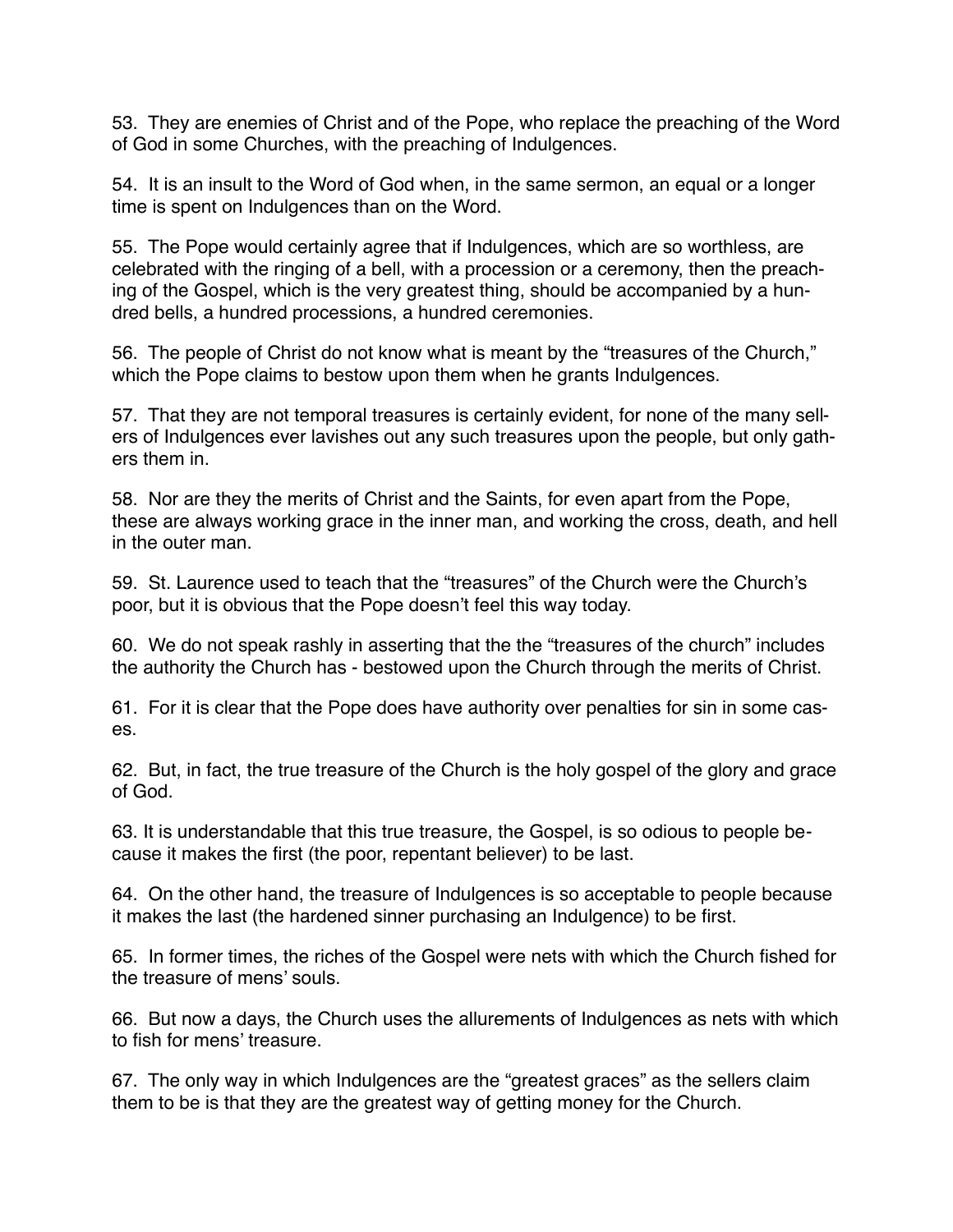53. They are enemies of Christ and of the Pope, who replace the preaching of the Word of God in some Churches, with the preaching of Indulgences.

54. It is an insult to the Word of God when, in the same sermon, an equal or a longer time is spent on Indulgences than on the Word.

55. The Pope would certainly agree that if Indulgences, which are so worthless, are celebrated with the ringing of a bell, with a procession or a ceremony, then the preaching of the Gospel, which is the very greatest thing, should be accompanied by a hundred bells, a hundred processions, a hundred ceremonies.

56. The people of Christ do not know what is meant by the "treasures of the Church," which the Pope claims to bestow upon them when he grants Indulgences.

57. That they are not temporal treasures is certainly evident, for none of the many sellers of Indulgences ever lavishes out any such treasures upon the people, but only gathers them in.

58. Nor are they the merits of Christ and the Saints, for even apart from the Pope, these are always working grace in the inner man, and working the cross, death, and hell in the outer man.

59. St. Laurence used to teach that the "treasures" of the Church were the Church's poor, but it is obvious that the Pope doesn't feel this way today.

60. We do not speak rashly in asserting that the the "treasures of the church" includes the authority the Church has - bestowed upon the Church through the merits of Christ.

61. For it is clear that the Pope does have authority over penalties for sin in some cases.

62. But, in fact, the true treasure of the Church is the holy gospel of the glory and grace of God.

63. It is understandable that this true treasure, the Gospel, is so odious to people because it makes the first (the poor, repentant believer) to be last.

64. On the other hand, the treasure of Indulgences is so acceptable to people because it makes the last (the hardened sinner purchasing an Indulgence) to be first.

65. In former times, the riches of the Gospel were nets with which the Church fished for the treasure of mens' souls.

66. But now a days, the Church uses the allurements of Indulgences as nets with which to fish for mens' treasure.

67. The only way in which Indulgences are the "greatest graces" as the sellers claim them to be is that they are the greatest way of getting money for the Church.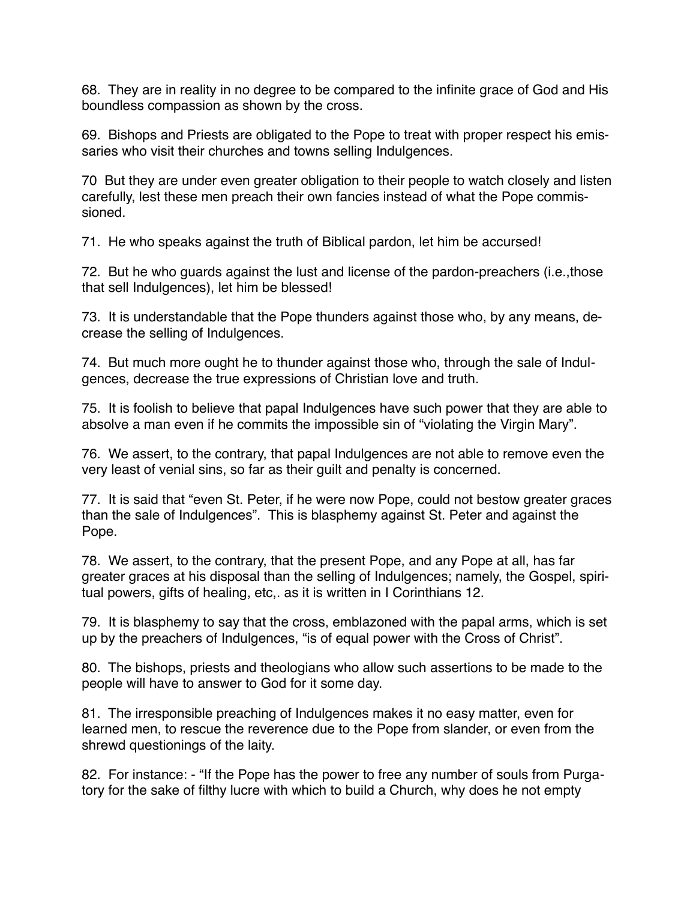68. They are in reality in no degree to be compared to the infinite grace of God and His boundless compassion as shown by the cross.

69. Bishops and Priests are obligated to the Pope to treat with proper respect his emissaries who visit their churches and towns selling Indulgences.

70 But they are under even greater obligation to their people to watch closely and listen carefully, lest these men preach their own fancies instead of what the Pope commissioned.

71. He who speaks against the truth of Biblical pardon, let him be accursed!

72. But he who guards against the lust and license of the pardon-preachers (i.e.,those that sell Indulgences), let him be blessed!

73. It is understandable that the Pope thunders against those who, by any means, decrease the selling of Indulgences.

74. But much more ought he to thunder against those who, through the sale of Indulgences, decrease the true expressions of Christian love and truth.

75. It is foolish to believe that papal Indulgences have such power that they are able to absolve a man even if he commits the impossible sin of "violating the Virgin Mary".

76. We assert, to the contrary, that papal Indulgences are not able to remove even the very least of venial sins, so far as their guilt and penalty is concerned.

77. It is said that "even St. Peter, if he were now Pope, could not bestow greater graces than the sale of Indulgences". This is blasphemy against St. Peter and against the Pope.

78. We assert, to the contrary, that the present Pope, and any Pope at all, has far greater graces at his disposal than the selling of Indulgences; namely, the Gospel, spiritual powers, gifts of healing, etc,. as it is written in I Corinthians 12.

79. It is blasphemy to say that the cross, emblazoned with the papal arms, which is set up by the preachers of Indulgences, "is of equal power with the Cross of Christ".

80. The bishops, priests and theologians who allow such assertions to be made to the people will have to answer to God for it some day.

81. The irresponsible preaching of Indulgences makes it no easy matter, even for learned men, to rescue the reverence due to the Pope from slander, or even from the shrewd questionings of the laity.

82. For instance: - "If the Pope has the power to free any number of souls from Purgatory for the sake of filthy lucre with which to build a Church, why does he not empty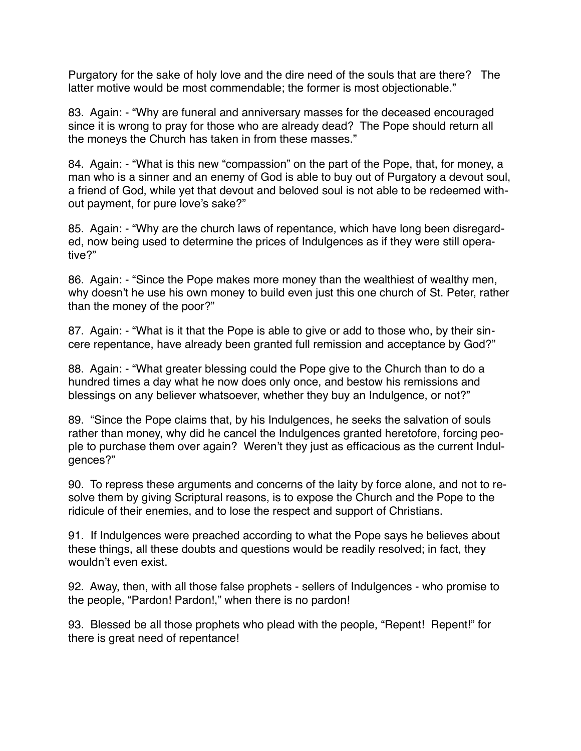Purgatory for the sake of holy love and the dire need of the souls that are there? The latter motive would be most commendable; the former is most objectionable."

83. Again: - "Why are funeral and anniversary masses for the deceased encouraged since it is wrong to pray for those who are already dead? The Pope should return all the moneys the Church has taken in from these masses."

84. Again: - "What is this new "compassion" on the part of the Pope, that, for money, a man who is a sinner and an enemy of God is able to buy out of Purgatory a devout soul, a friend of God, while yet that devout and beloved soul is not able to be redeemed without payment, for pure love's sake?"

85. Again: - "Why are the church laws of repentance, which have long been disregarded, now being used to determine the prices of Indulgences as if they were still operative?"

86. Again: - "Since the Pope makes more money than the wealthiest of wealthy men, why doesn't he use his own money to build even just this one church of St. Peter, rather than the money of the poor?"

87. Again: - "What is it that the Pope is able to give or add to those who, by their sincere repentance, have already been granted full remission and acceptance by God?"

88. Again: - "What greater blessing could the Pope give to the Church than to do a hundred times a day what he now does only once, and bestow his remissions and blessings on any believer whatsoever, whether they buy an Indulgence, or not?"

89. "Since the Pope claims that, by his Indulgences, he seeks the salvation of souls rather than money, why did he cancel the Indulgences granted heretofore, forcing people to purchase them over again? Weren't they just as efficacious as the current Indulgences?"

90. To repress these arguments and concerns of the laity by force alone, and not to resolve them by giving Scriptural reasons, is to expose the Church and the Pope to the ridicule of their enemies, and to lose the respect and support of Christians.

91. If Indulgences were preached according to what the Pope says he believes about these things, all these doubts and questions would be readily resolved; in fact, they wouldn't even exist.

92. Away, then, with all those false prophets - sellers of Indulgences - who promise to the people, "Pardon! Pardon!," when there is no pardon!

93. Blessed be all those prophets who plead with the people, "Repent! Repent!" for there is great need of repentance!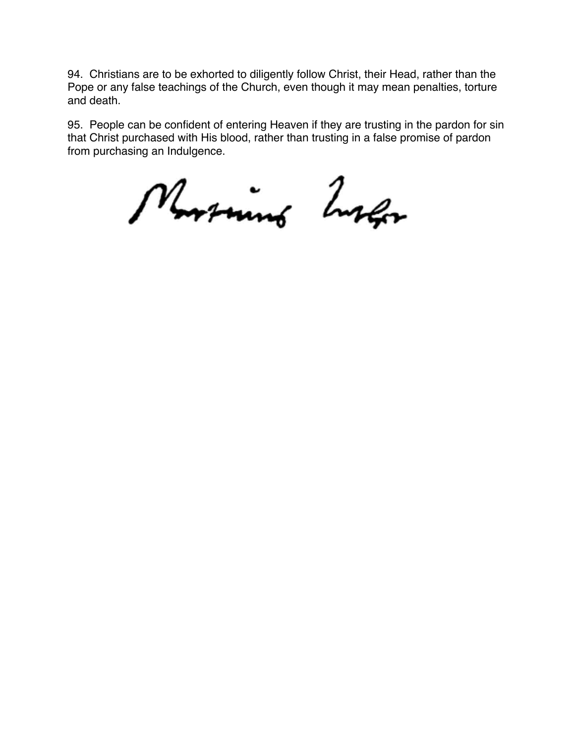94. Christians are to be exhorted to diligently follow Christ, their Head, rather than the Pope or any false teachings of the Church, even though it may mean penalties, torture and death.

95. People can be confident of entering Heaven if they are trusting in the pardon for sin that Christ purchased with His blood, rather than trusting in a false promise of pardon from purchasing an Indulgence.